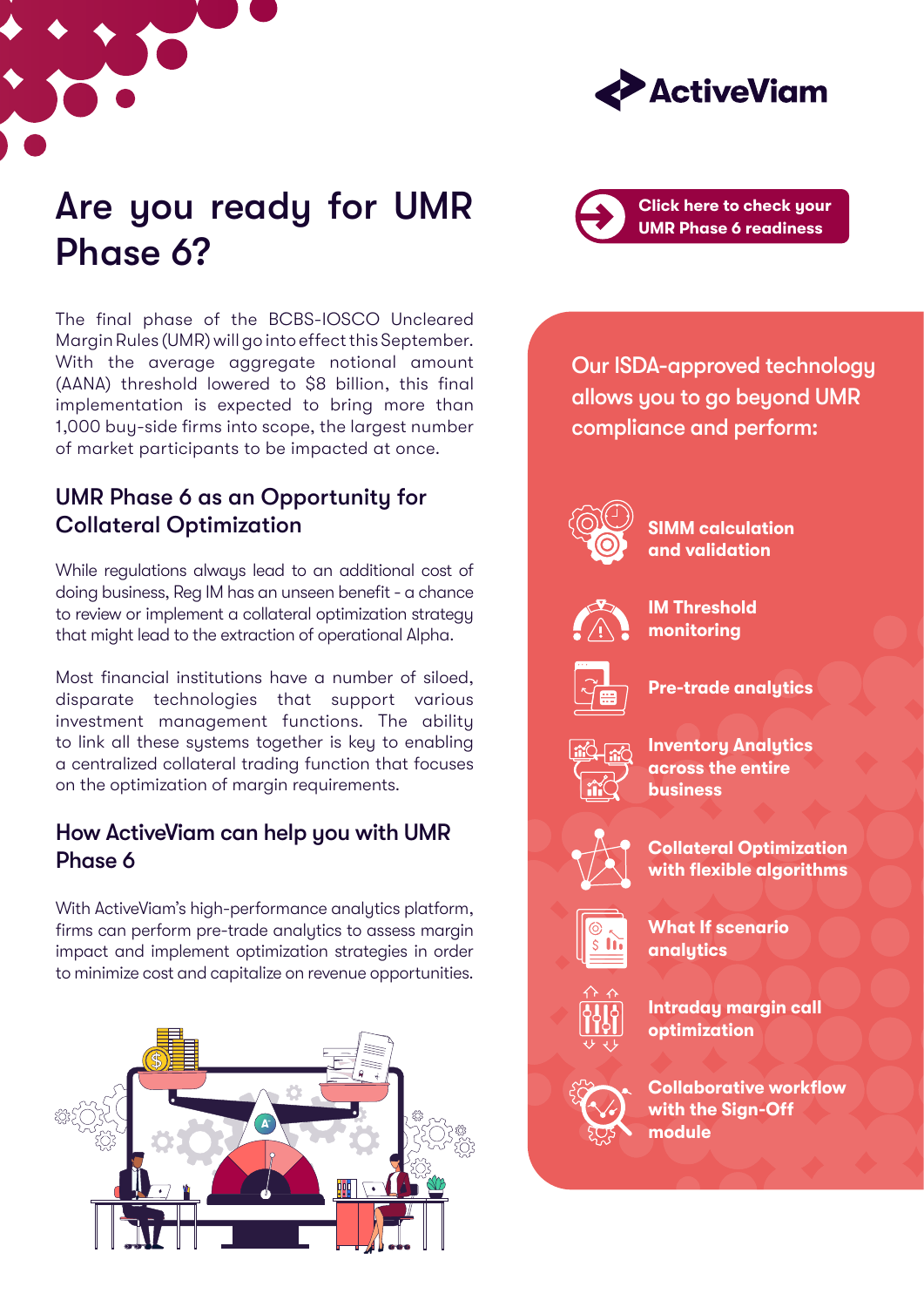# Are you ready for UMR Phase 6?

The final phase of the BCBS-IOSCO Uncleared Margin Rules (UMR) will go into effect this September. With the average aggregate notional amount (AANA) threshold lowered to $8 billion, this final implementation is expected to bring more than 1,000 buy-side firms into scope, the largest number of market participants to be impacted at once.

## UMR Phase 6 as an Opportunity for Collateral Optimization

While regulations always lead to an additional cost of doing business, Reg IM has an unseen benefit - a chance to review or implement a collateral optimization strategy that might lead to the extraction of operational Alpha.

Most financial institutions have a number of siloed, disparate technologies that support various investment management functions. The ability to link all these systems together is key to enabling a centralized collateral trading function that focuses on the optimization of margin requirements.

## How ActiveViam can help you with UMR Phase 6

With ActiveViam's high-performance analytics platform, firms can perform pre-trade analytics to assess margin impact and implement optimization strategies in order to minimize cost and capitalize on revenue opportunities.

**Click here to check your UMR Phase 6 readiness**

Our ISDA-approved technology allows you to go beyond UMR compliance and perform:

- **SIMM calculation and validation**
- **IM Threshold monitoring**
- **Pre-trade analytics**
- **Inventory Analytics across the entire business**
- **Collateral Optimization with flexible algorithms**
- **What If scenario analytics**
- **Intraday margin call optimization**
- **Collaborative workflow with the Sign-Off module**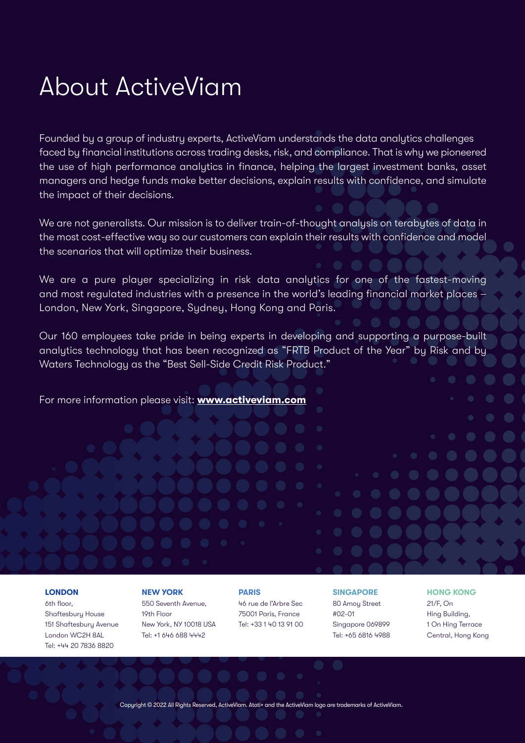# About ActiveViam

Founded by a group of industry experts, ActiveViam understands the data analytics challenges faced by financial institutions across trading desks, risk, and compliance. That is why we pioneered the use of high performance analytics in finance, helping the largest investment banks, asset managers and hedge funds make better decisions, explain results with confidence, and simulate the impact of their decisions.

We are not generalists. Our mission is to deliver train-of-thought analysis on terabytes of data in the most cost-effective way so our customers can explain their results with confidence and model the scenarios that will optimize their business.

We are a pure player specializing in risk data analytics for one of the fastest-moving and most regulated industries with a presence in the world's leading financial market places – London, New York, Singapore, Sydney, Hong Kong and Paris.

Our 160 employees take pride in being experts in developing and supporting a purpose-built analytics technology that has been recognized as "FRTB Product of the Year" by Risk and by Waters Technology as the "Best Sell-Side Credit Risk Product."

For more information please visit: **www.activeviam.com**

**LONDON**
6th floor,
Shaftesbury House
151 Shaftesbury Avenue
London WC2H 8AL
Tel: +44 20 7836 8820

**NEW YORK**
550 Seventh Avenue,
19th Floor
New York, NY 10018 USA
Tel: +1 646 688 4442

**PARIS**
46 rue de l'Arbre Sec
75001 Paris, France
Tel: +33 1 40 13 91 00

**SINGAPORE**
80 Amoy Street
#02-01
Singapore 069899
Tel: +65 6816 4988

**HONG KONG**
21/F, On
Hing Building,
1 On Hing Terrace
Central, Hong Kong

Copyright © 2022 All Rights Reserved, ActiveViam. Atoti+ and the ActiveViam logo are trademarks of ActiveViam.